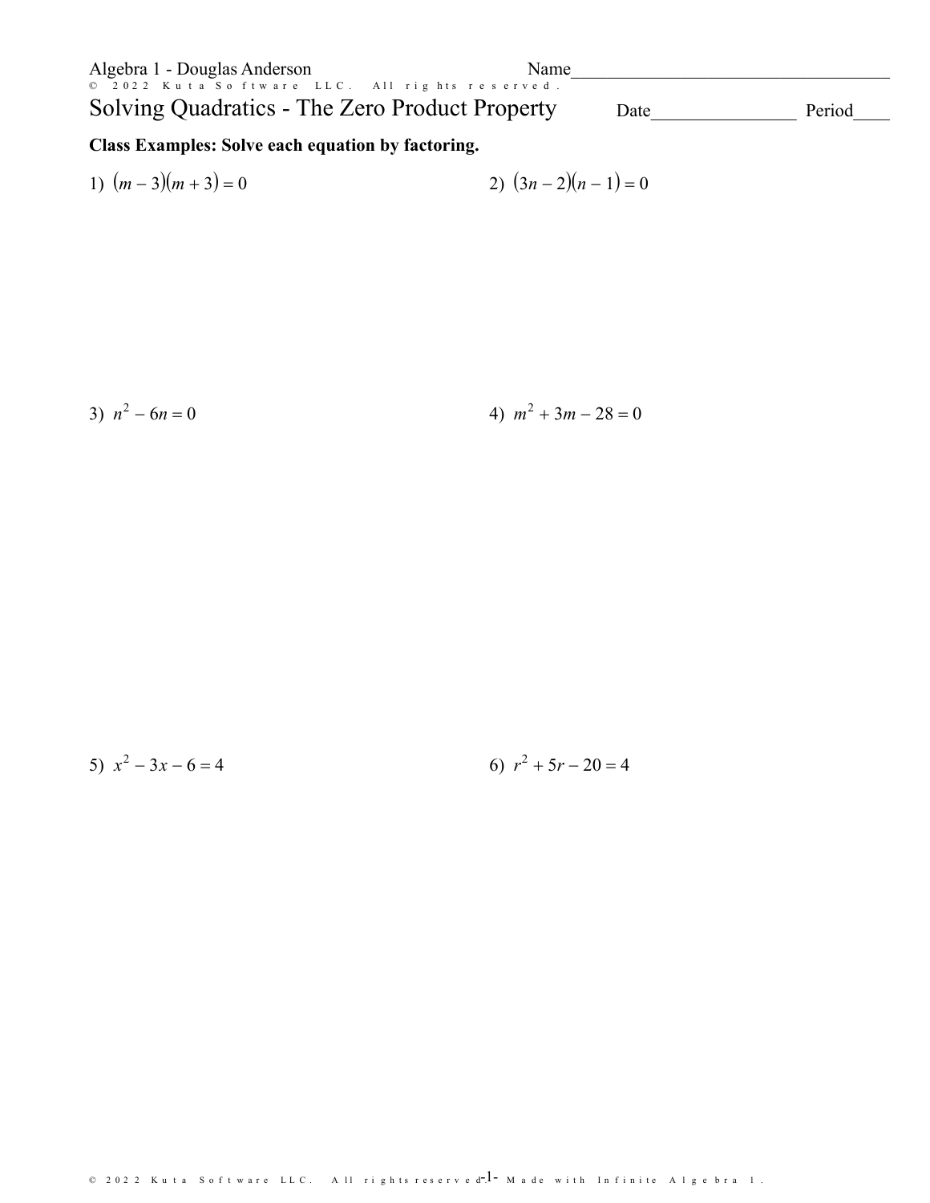Algebra 1 - Douglas Anderson

Name\_\_\_\_\_\_\_\_\_\_\_\_\_\_\_\_\_\_\_\_\_\_\_\_\_\_\_\_\_\_\_\_\_\_\_\_

# Solving Quadratics - The Zero Product Property

Date\_\_\_\_\_\_\_\_\_\_\_\_\_\_\_\_ Period\_\_\_\_

**Class Examples: Solve each equation by factoring.**

1) $(m - 3)(m + 3) = 0$

2) $(3n - 2)(n - 1) = 0$

3) $n^2 - 6n = 0$

4) $m^2 + 3m - 28 = 0$

5) $x^2 - 3x - 6 = 4$

6) $r^2 + 5r - 20 = 4$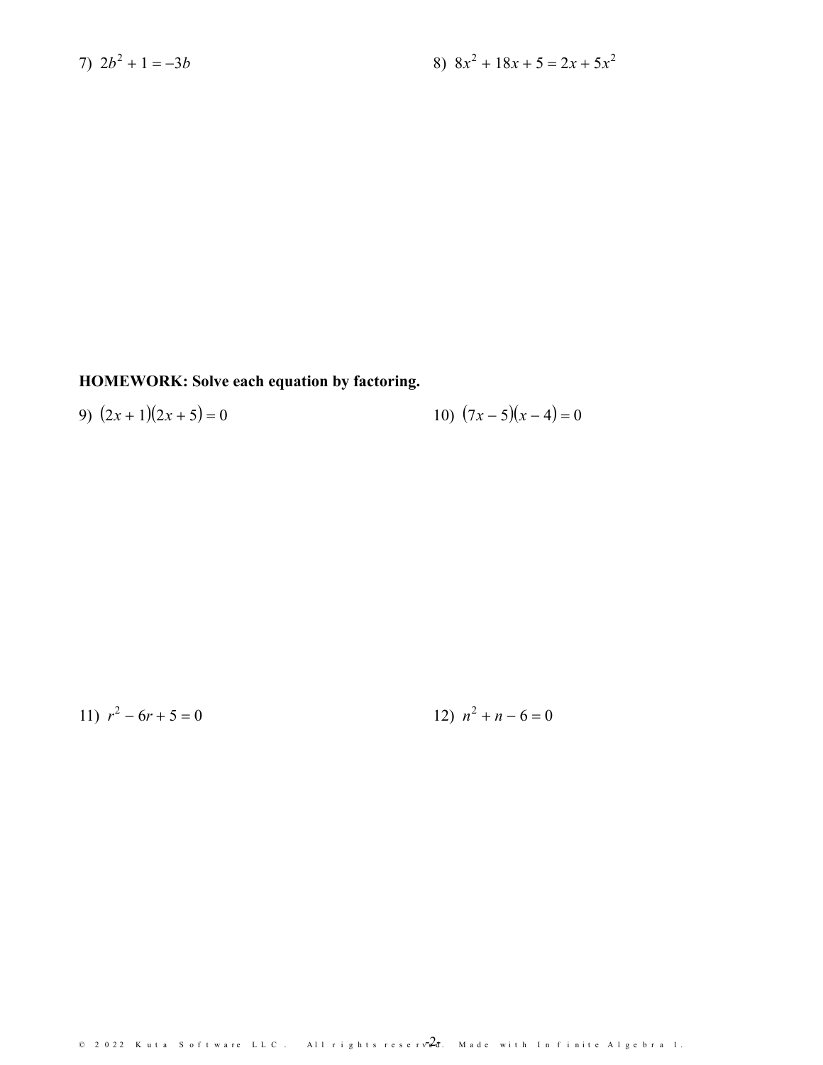7) $2b^2 + 1 = -3b$

8) $8x^2 + 18x + 5 = 2x + 5x^2$

**HOMEWORK: Solve each equation by factoring.**

9) $(2x + 1)(2x + 5) = 0$

10) $(7x - 5)(x - 4) = 0$

11) $r^2 - 6r + 5 = 0$

12) $n^2 + n - 6 = 0$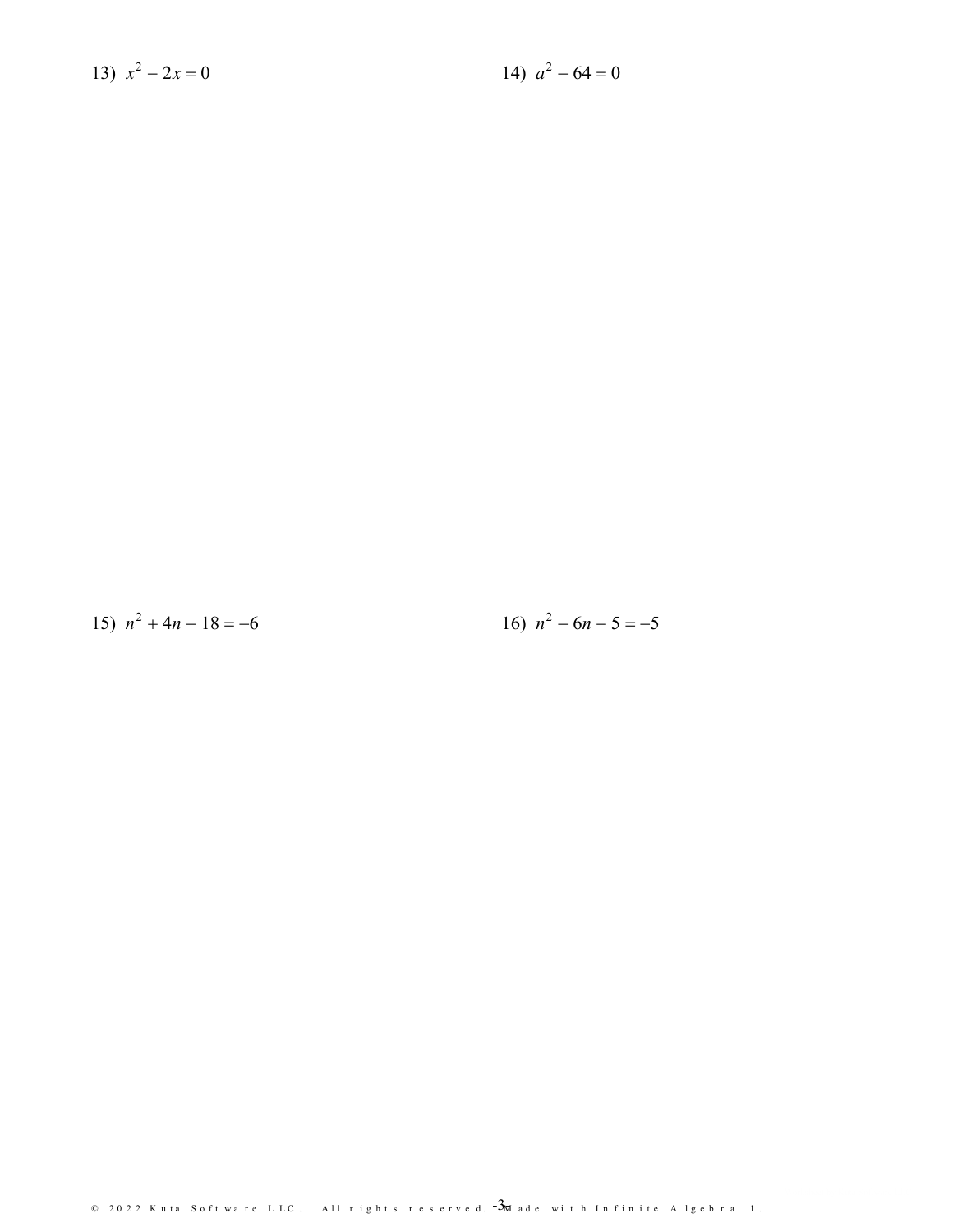13) $x^2 - 2x = 0$

14) $a^2 - 64 = 0$

15) $n^2 + 4n - 18 = -6$

16) $n^2 - 6n - 5 = -5$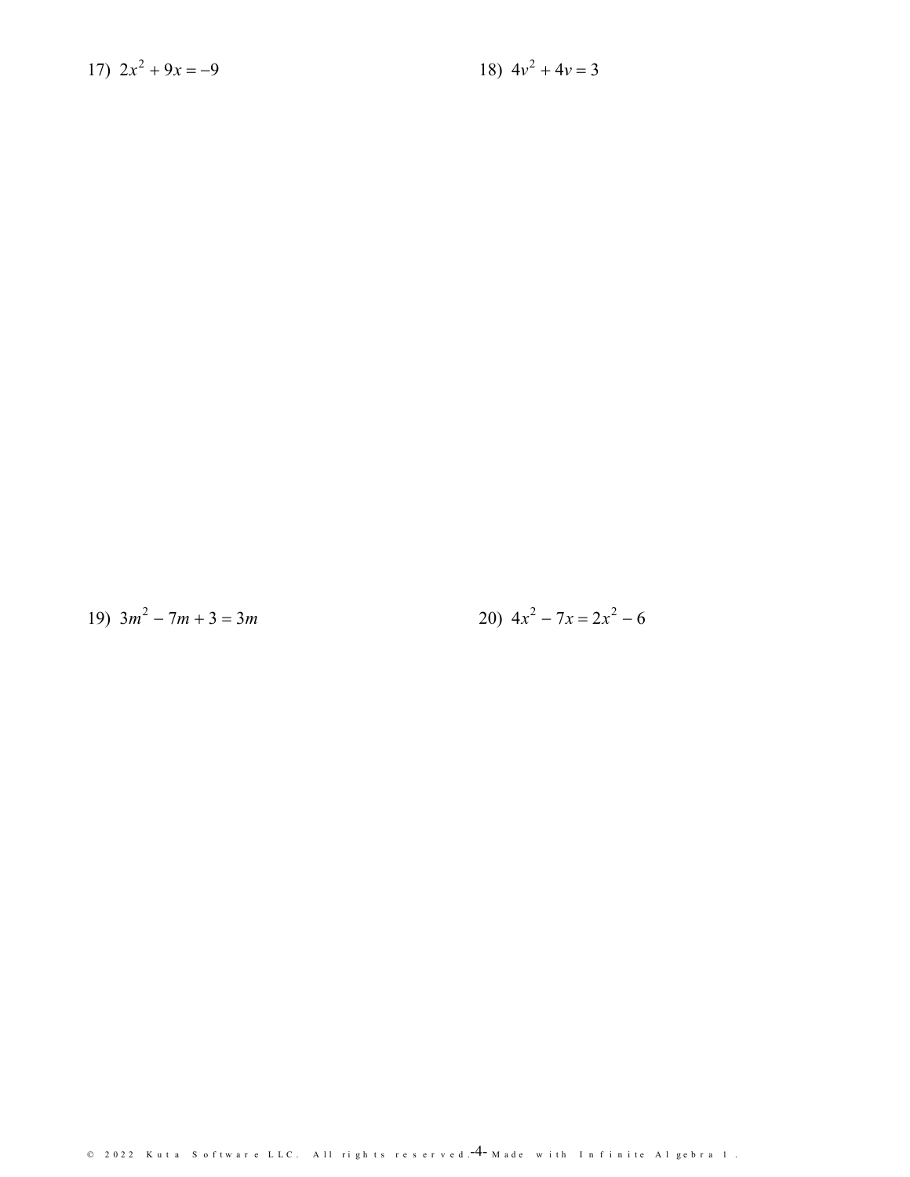17) $2x^2 + 9x = -9$

18) $4v^2 + 4v = 3$

19) $3m^2 - 7m + 3 = 3m$

20) $4x^2 - 7x = 2x^2 - 6$